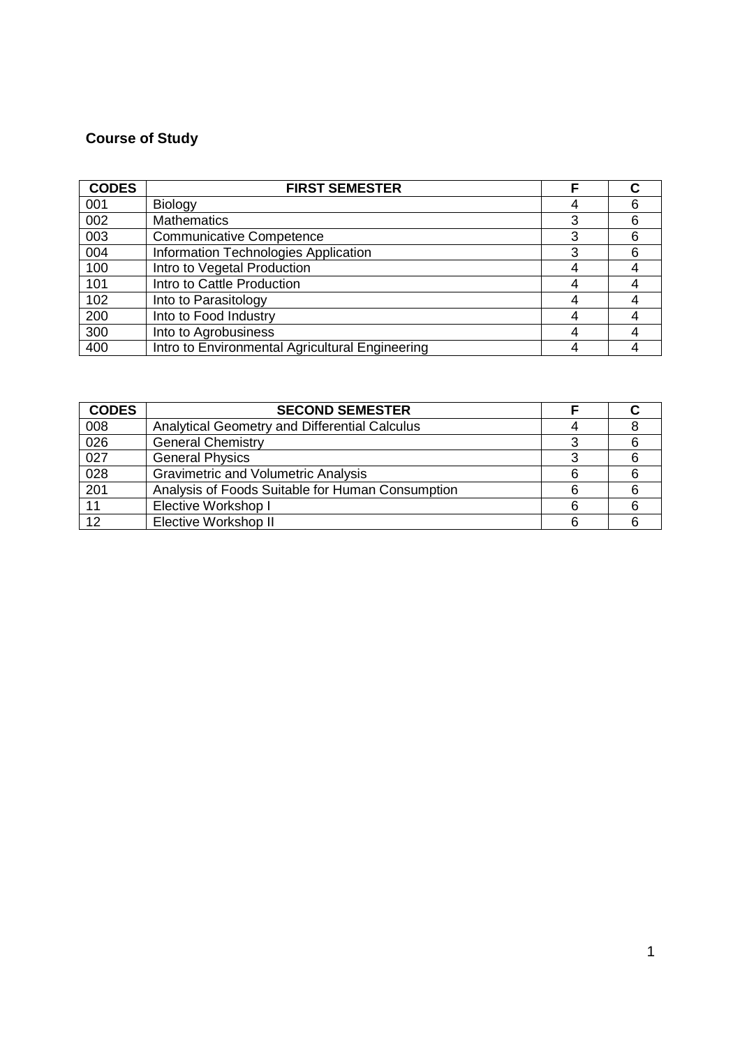**Course of Study**

| CODES | FIRST SEMESTER | F | C |
|---|---|---|---|
| 001 | Biology | 4 | 6 |
| 002 | Mathematics | 3 | 6 |
| 003 | Communicative Competence | 3 | 6 |
| 004 | Information Technologies Application | 3 | 6 |
| 100 | Intro to Vegetal Production | 4 | 4 |
| 101 | Intro to Cattle Production | 4 | 4 |
| 102 | Into to Parasitology | 4 | 4 |
| 200 | Into to Food Industry | 4 | 4 |
| 300 | Into to Agrobusiness | 4 | 4 |
| 400 | Intro to Environmental Agricultural Engineering | 4 | 4 |

| CODES | SECOND SEMESTER | F | C |
|---|---|---|---|
| 008 | Analytical Geometry and Differential Calculus | 4 | 8 |
| 026 | General Chemistry | 3 | 6 |
| 027 | General Physics | 3 | 6 |
| 028 | Gravimetric and Volumetric Analysis | 6 | 6 |
| 201 | Analysis of Foods Suitable for Human Consumption | 6 | 6 |
| 11 | Elective Workshop I | 6 | 6 |
| 12 | Elective Workshop II | 6 | 6 |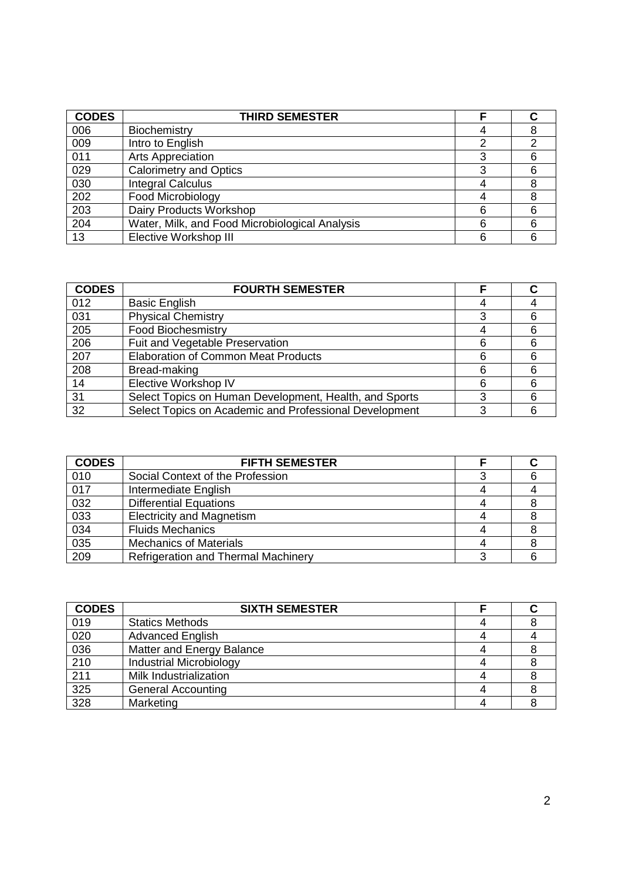| CODES | THIRD SEMESTER | F | C |
|---|---|---|---|
| 006 | Biochemistry | 4 | 8 |
| 009 | Intro to English | 2 | 2 |
| 011 | Arts Appreciation | 3 | 6 |
| 029 | Calorimetry and Optics | 3 | 6 |
| 030 | Integral Calculus | 4 | 8 |
| 202 | Food Microbiology | 4 | 8 |
| 203 | Dairy Products Workshop | 6 | 6 |
| 204 | Water, Milk, and Food Microbiological Analysis | 6 | 6 |
| 13 | Elective Workshop III | 6 | 6 |

| CODES | FOURTH SEMESTER | F | C |
|---|---|---|---|
| 012 | Basic English | 4 | 4 |
| 031 | Physical Chemistry | 3 | 6 |
| 205 | Food Biochesmistry | 4 | 6 |
| 206 | Fuit and Vegetable Preservation | 6 | 6 |
| 207 | Elaboration of Common Meat Products | 6 | 6 |
| 208 | Bread-making | 6 | 6 |
| 14 | Elective Workshop IV | 6 | 6 |
| 31 | Select Topics on Human Development, Health, and Sports | 3 | 6 |
| 32 | Select Topics on Academic and Professional Development | 3 | 6 |

| CODES | FIFTH SEMESTER | F | C |
|---|---|---|---|
| 010 | Social Context of the Profession | 3 | 6 |
| 017 | Intermediate English | 4 | 4 |
| 032 | Differential Equations | 4 | 8 |
| 033 | Electricity and Magnetism | 4 | 8 |
| 034 | Fluids Mechanics | 4 | 8 |
| 035 | Mechanics of Materials | 4 | 8 |
| 209 | Refrigeration and Thermal Machinery | 3 | 6 |

| CODES | SIXTH SEMESTER | F | C |
|---|---|---|---|
| 019 | Statics Methods | 4 | 8 |
| 020 | Advanced English | 4 | 4 |
| 036 | Matter and Energy Balance | 4 | 8 |
| 210 | Industrial Microbiology | 4 | 8 |
| 211 | Milk Industrialization | 4 | 8 |
| 325 | General Accounting | 4 | 8 |
| 328 | Marketing | 4 | 8 |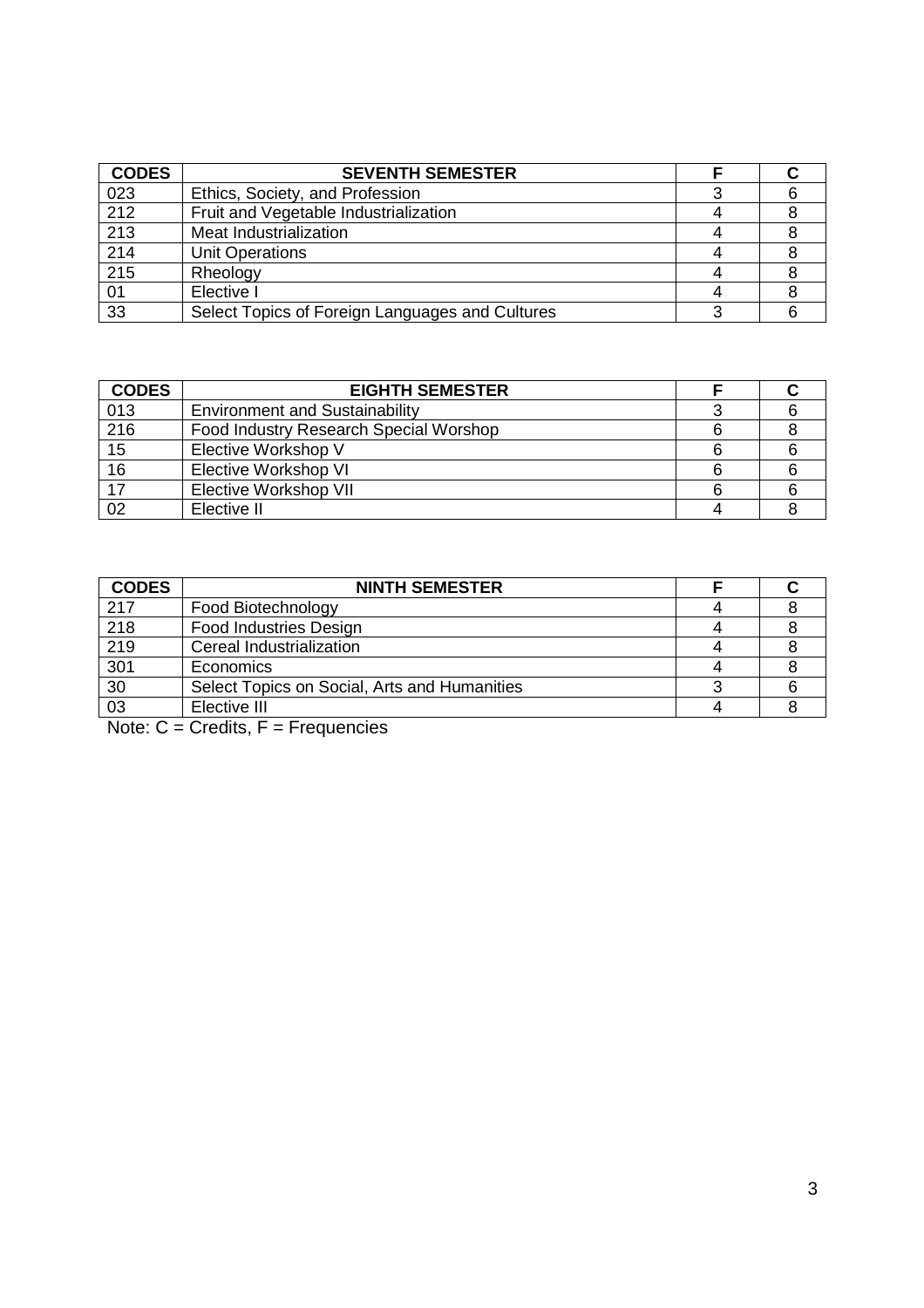| CODES | SEVENTH SEMESTER | F | C |
|---|---|---|---|
| 023 | Ethics, Society, and Profession | 3 | 6 |
| 212 | Fruit and Vegetable Industrialization | 4 | 8 |
| 213 | Meat Industrialization | 4 | 8 |
| 214 | Unit Operations | 4 | 8 |
| 215 | Rheology | 4 | 8 |
| 01 | Elective I | 4 | 8 |
| 33 | Select Topics of Foreign Languages and Cultures | 3 | 6 |

| CODES | EIGHTH SEMESTER | F | C |
|---|---|---|---|
| 013 | Environment and Sustainability | 3 | 6 |
| 216 | Food Industry Research Special Worshop | 6 | 8 |
| 15 | Elective Workshop V | 6 | 6 |
| 16 | Elective Workshop VI | 6 | 6 |
| 17 | Elective Workshop VII | 6 | 6 |
| 02 | Elective II | 4 | 8 |

| CODES | NINTH SEMESTER | F | C |
|---|---|---|---|
| 217 | Food Biotechnology | 4 | 8 |
| 218 | Food Industries Design | 4 | 8 |
| 219 | Cereal Industrialization | 4 | 8 |
| 301 | Economics | 4 | 8 |
| 30 | Select Topics on Social, Arts and Humanities | 3 | 6 |
| 03 | Elective III | 4 | 8 |

Note: C = Credits, F = Frequencies